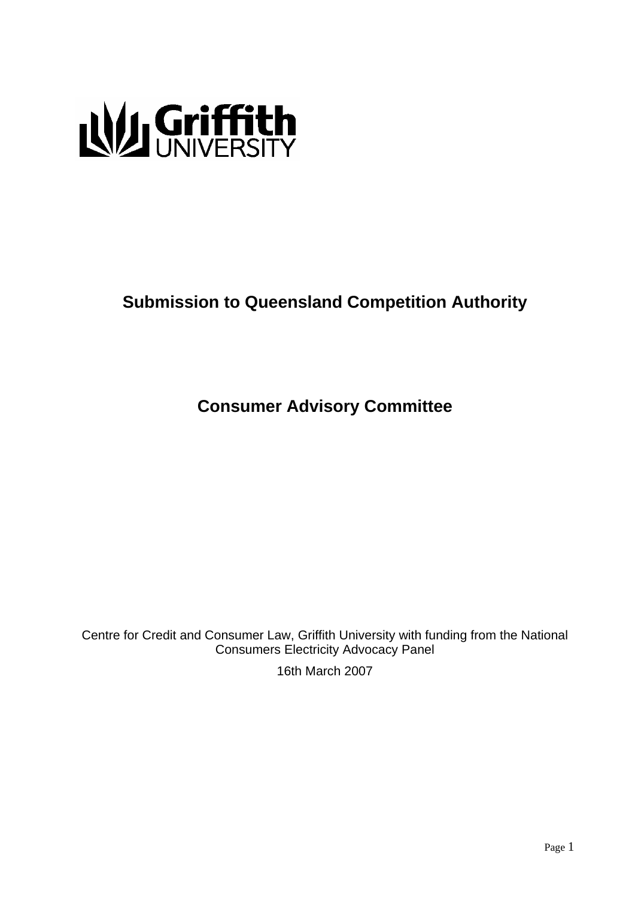Griffith UNIVERSITY

# Submission to Queensland Competition Authority

## Consumer Advisory Committee

Centre for Credit and Consumer Law, Griffith University with funding from the National Consumers Electricity Advocacy Panel

16th March 2007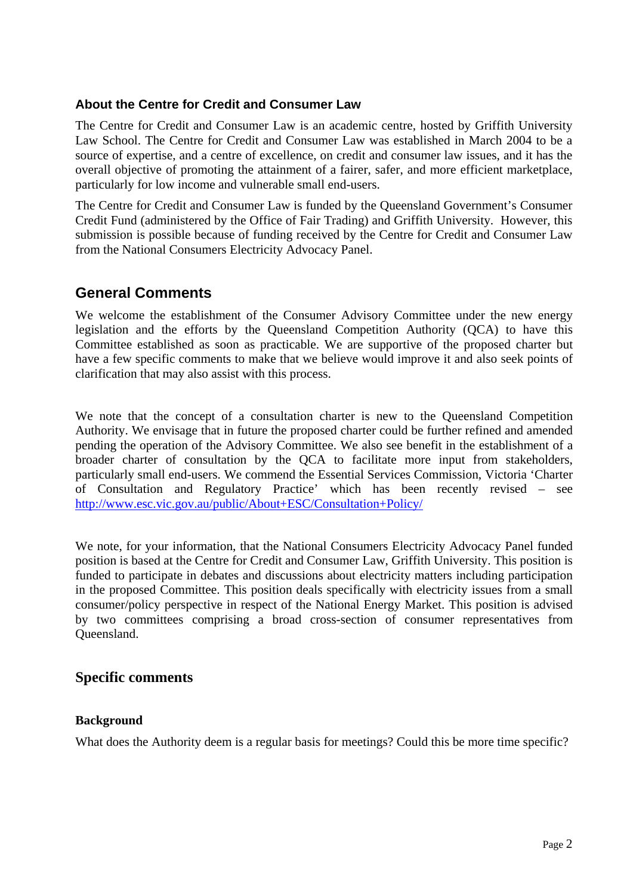### About the Centre for Credit and Consumer Law

The Centre for Credit and Consumer Law is an academic centre, hosted by Griffith University Law School. The Centre for Credit and Consumer Law was established in March 2004 to be a source of expertise, and a centre of excellence, on credit and consumer law issues, and it has the overall objective of promoting the attainment of a fairer, safer, and more efficient marketplace, particularly for low income and vulnerable small end-users.

The Centre for Credit and Consumer Law is funded by the Queensland Government's Consumer Credit Fund (administered by the Office of Fair Trading) and Griffith University. However, this submission is possible because of funding received by the Centre for Credit and Consumer Law from the National Consumers Electricity Advocacy Panel.

## General Comments

We welcome the establishment of the Consumer Advisory Committee under the new energy legislation and the efforts by the Queensland Competition Authority (QCA) to have this Committee established as soon as practicable. We are supportive of the proposed charter but have a few specific comments to make that we believe would improve it and also seek points of clarification that may also assist with this process.

We note that the concept of a consultation charter is new to the Queensland Competition Authority. We envisage that in future the proposed charter could be further refined and amended pending the operation of the Advisory Committee. We also see benefit in the establishment of a broader charter of consultation by the QCA to facilitate more input from stakeholders, particularly small end-users. We commend the Essential Services Commission, Victoria 'Charter of Consultation and Regulatory Practice' which has been recently revised – see http://www.esc.vic.gov.au/public/About+ESC/Consultation+Policy/

We note, for your information, that the National Consumers Electricity Advocacy Panel funded position is based at the Centre for Credit and Consumer Law, Griffith University. This position is funded to participate in debates and discussions about electricity matters including participation in the proposed Committee. This position deals specifically with electricity issues from a small consumer/policy perspective in respect of the National Energy Market. This position is advised by two committees comprising a broad cross-section of consumer representatives from Queensland.

## Specific comments

### Background

What does the Authority deem is a regular basis for meetings? Could this be more time specific?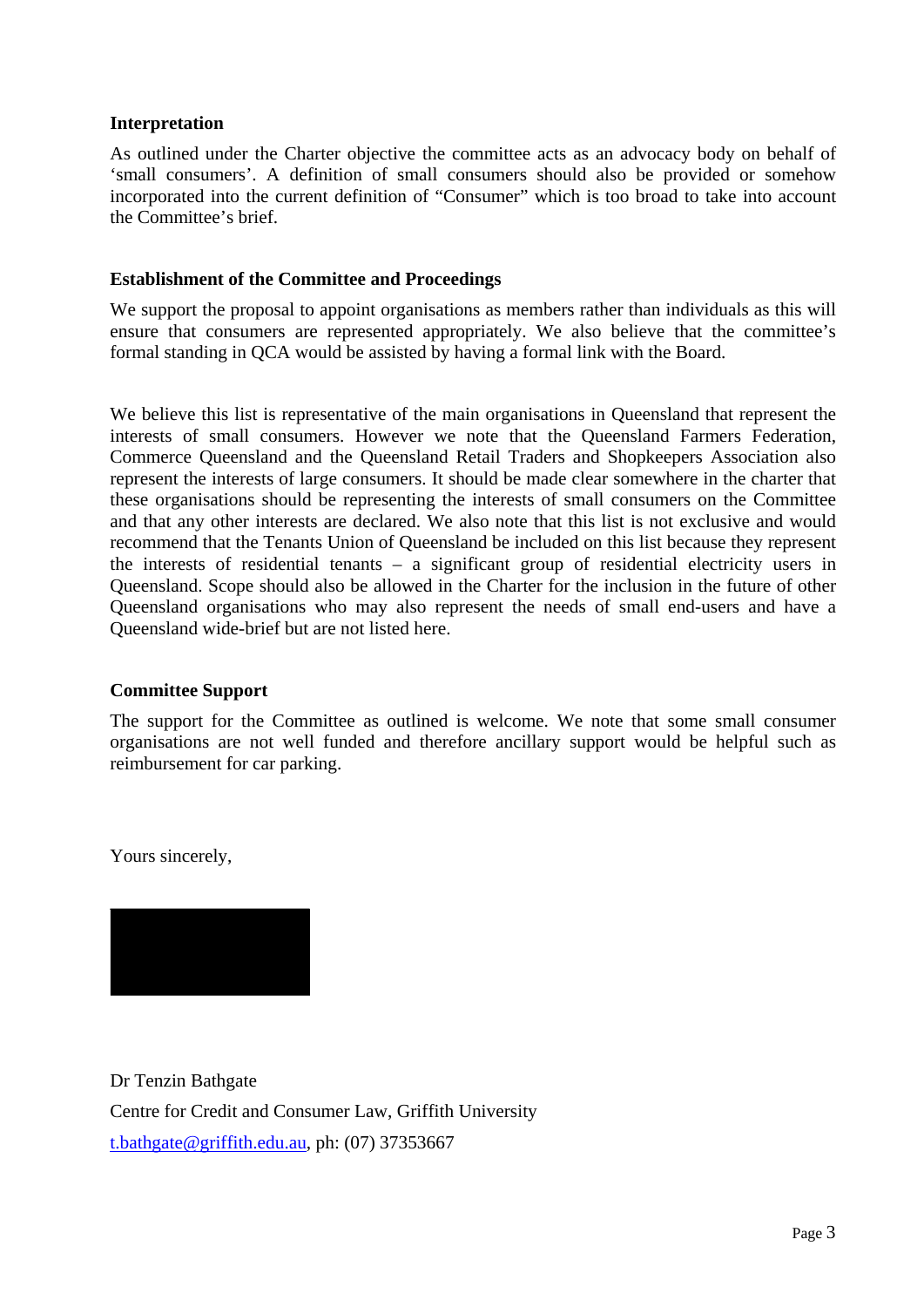**Interpretation**

As outlined under the Charter objective the committee acts as an advocacy body on behalf of 'small consumers'. A definition of small consumers should also be provided or somehow incorporated into the current definition of "Consumer" which is too broad to take into account the Committee's brief.

**Establishment of the Committee and Proceedings**

We support the proposal to appoint organisations as members rather than individuals as this will ensure that consumers are represented appropriately. We also believe that the committee's formal standing in QCA would be assisted by having a formal link with the Board.

We believe this list is representative of the main organisations in Queensland that represent the interests of small consumers. However we note that the Queensland Farmers Federation, Commerce Queensland and the Queensland Retail Traders and Shopkeepers Association also represent the interests of large consumers. It should be made clear somewhere in the charter that these organisations should be representing the interests of small consumers on the Committee and that any other interests are declared. We also note that this list is not exclusive and would recommend that the Tenants Union of Queensland be included on this list because they represent the interests of residential tenants – a significant group of residential electricity users in Queensland. Scope should also be allowed in the Charter for the inclusion in the future of other Queensland organisations who may also represent the needs of small end-users and have a Queensland wide-brief but are not listed here.

**Committee Support**

The support for the Committee as outlined is welcome. We note that some small consumer organisations are not well funded and therefore ancillary support would be helpful such as reimbursement for car parking.

Yours sincerely,

Dr Tenzin Bathgate

Centre for Credit and Consumer Law, Griffith University

t.bathgate@griffith.edu.au, ph: (07) 37353667